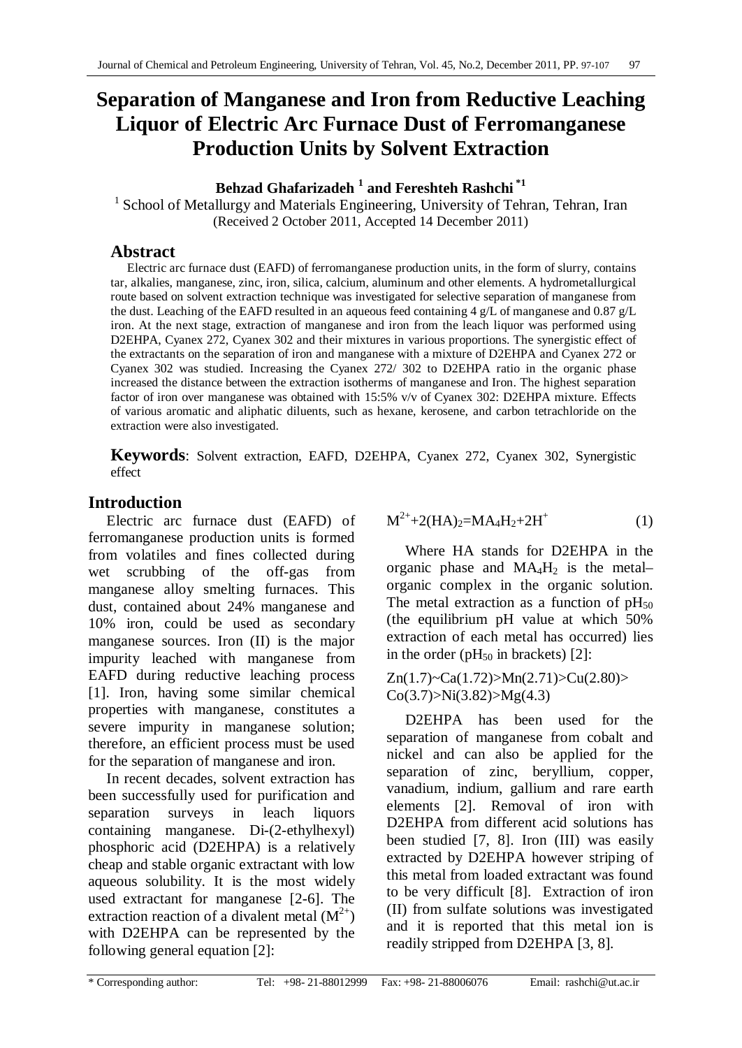# Separation of Manganese and Iron from Reductive Leaching Liquor of Electric Arc Furnace Dust of Ferromanganese Production Units by Solvent Extraction

**Behzad Ghafarizadeh [1] and Fereshteh Rashchi [*1]**

[1] School of Metallurgy and Materials Engineering, University of Tehran, Tehran, Iran
(Received 2 October 2011, Accepted 14 December 2011)

## Abstract

Electric arc furnace dust (EAFD) of ferromanganese production units, in the form of slurry, contains tar, alkalies, manganese, zinc, iron, silica, calcium, aluminum and other elements. A hydrometallurgical route based on solvent extraction technique was investigated for selective separation of manganese from the dust. Leaching of the EAFD resulted in an aqueous feed containing 4 g/L of manganese and 0.87 g/L iron. At the next stage, extraction of manganese and iron from the leach liquor was performed using D2EHPA, Cyanex 272, Cyanex 302 and their mixtures in various proportions. The synergistic effect of the extractants on the separation of iron and manganese with a mixture of D2EHPA and Cyanex 272 or Cyanex 302 was studied. Increasing the Cyanex 272/ 302 to D2EHPA ratio in the organic phase increased the distance between the extraction isotherms of manganese and Iron. The highest separation factor of iron over manganese was obtained with 15:5% v/v of Cyanex 302: D2EHPA mixture. Effects of various aromatic and aliphatic diluents, such as hexane, kerosene, and carbon tetrachloride on the extraction were also investigated.

**Keywords**: Solvent extraction, EAFD, D2EHPA, Cyanex 272, Cyanex 302, Synergistic effect

## Introduction

Electric arc furnace dust (EAFD) of ferromanganese production units is formed from volatiles and fines collected during wet scrubbing of the off-gas from manganese alloy smelting furnaces. This dust, contained about 24% manganese and 10% iron, could be used as secondary manganese sources. Iron (II) is the major impurity leached with manganese from EAFD during reductive leaching process [1]. Iron, having some similar chemical properties with manganese, constitutes a severe impurity in manganese solution; therefore, an efficient process must be used for the separation of manganese and iron.

In recent decades, solvent extraction has been successfully used for purification and separation surveys in leach liquors containing manganese. Di-(2-ethylhexyl) phosphoric acid (D2EHPA) is a relatively cheap and stable organic extractant with low aqueous solubility. It is the most widely used extractant for manganese [2-6]. The extraction reaction of a divalent metal ($M^{2+}$) with D2EHPA can be represented by the following general equation [2]:

$$M^{2+}+2(HA)_2=MA_4H_2+2H^+ \qquad (1)$$

Where HA stands for D2EHPA in the organic phase and $MA_4H_2$ is the metal–organic complex in the organic solution. The metal extraction as a function of $pH_{50}$ (the equilibrium pH value at which 50% extraction of each metal has occurred) lies in the order ($pH_{50}$ in brackets) [2]:

Zn(1.7)~Ca(1.72)>Mn(2.71)>Cu(2.80)>Co(3.7)>Ni(3.82)>Mg(4.3)

D2EHPA has been used for the separation of manganese from cobalt and nickel and can also be applied for the separation of zinc, beryllium, copper, vanadium, indium, gallium and rare earth elements [2]. Removal of iron with D2EHPA from different acid solutions has been studied [7, 8]. Iron (III) was easily extracted by D2EHPA however striping of this metal from loaded extractant was found to be very difficult [8]. Extraction of iron (II) from sulfate solutions was investigated and it is reported that this metal ion is readily stripped from D2EHPA [3, 8].

* Corresponding author: Tel: +98- 21-88012999 Fax: +98- 21-88006076 Email: rashchi@ut.ac.ir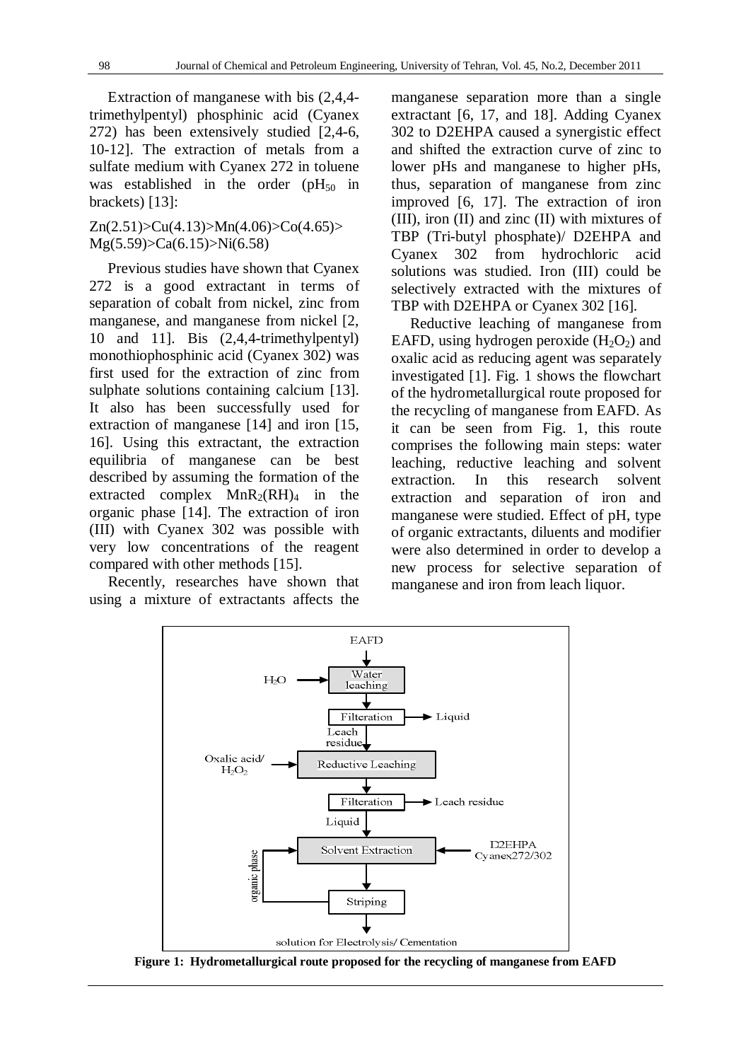Extraction of manganese with bis (2,4,4-trimethylpentyl) phosphinic acid (Cyanex 272) has been extensively studied [2,4-6, 10-12]. The extraction of metals from a sulfate medium with Cyanex 272 in toluene was established in the order ($pH_{50}$ in brackets) [13]:

Zn(2.51)>Cu(4.13)>Mn(4.06)>Co(4.65)> Mg(5.59)>Ca(6.15)>Ni(6.58)

Previous studies have shown that Cyanex 272 is a good extractant in terms of separation of cobalt from nickel, zinc from manganese, and manganese from nickel [2, 10 and 11]. Bis (2,4,4-trimethylpentyl) monothiophosphinic acid (Cyanex 302) was first used for the extraction of zinc from sulphate solutions containing calcium [13]. It also has been successfully used for extraction of manganese [14] and iron [15, 16]. Using this extractant, the extraction equilibria of manganese can be best described by assuming the formation of the extracted complex $MnR_2(RH)_4$ in the organic phase [14]. The extraction of iron (III) with Cyanex 302 was possible with very low concentrations of the reagent compared with other methods [15].

Recently, researches have shown that using a mixture of extractants affects the manganese separation more than a single extractant [6, 17, and 18]. Adding Cyanex 302 to D2EHPA caused a synergistic effect and shifted the extraction curve of zinc to lower pHs and manganese to higher pHs, thus, separation of manganese from zinc improved [6, 17]. The extraction of iron (III), iron (II) and zinc (II) with mixtures of TBP (Tri-butyl phosphate)/ D2EHPA and Cyanex 302 from hydrochloric acid solutions was studied. Iron (III) could be selectively extracted with the mixtures of TBP with D2EHPA or Cyanex 302 [16].

Reductive leaching of manganese from EAFD, using hydrogen peroxide ($H_2O_2$) and oxalic acid as reducing agent was separately investigated [1]. Fig. 1 shows the flowchart of the hydrometallurgical route proposed for the recycling of manganese from EAFD. As it can be seen from Fig. 1, this route comprises the following main steps: water leaching, reductive leaching and solvent extraction. In this research solvent extraction and separation of iron and manganese were studied. Effect of pH, type of organic extractants, diluents and modifier were also determined in order to develop a new process for selective separation of manganese and iron from leach liquor.

EAFD → Water leaching ($H_2O$) → Filteration (→ Liquid) → Leach residue → Reductive Leaching (Oxalic acid/ $H_2O_2$) → Filteration (→ Leach residue) → Liquid → Solvent Extraction (D2EHPA Cyanex272/302) → Striping (organic phase recycled to Solvent Extraction) → solution for Electrolysis/ Cementation

**Figure 1: Hydrometallurgical route proposed for the recycling of manganese from EAFD**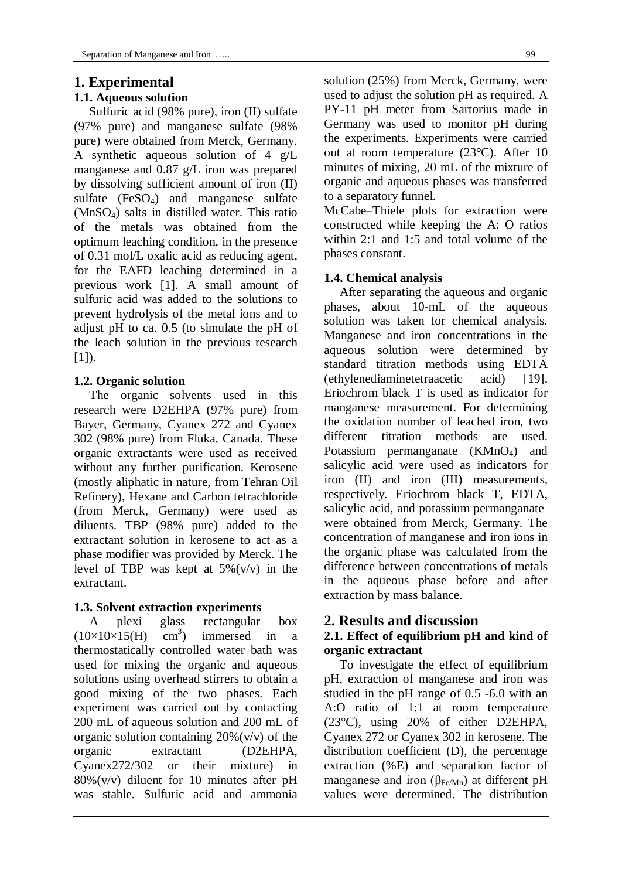# 1. Experimental

## 1.1. Aqueous solution

Sulfuric acid (98% pure), iron (II) sulfate (97% pure) and manganese sulfate (98% pure) were obtained from Merck, Germany. A synthetic aqueous solution of 4 g/L manganese and 0.87 g/L iron was prepared by dissolving sufficient amount of iron (II) sulfate ($FeSO_4$) and manganese sulfate ($MnSO_4$) salts in distilled water. This ratio of the metals was obtained from the optimum leaching condition, in the presence of 0.31 mol/L oxalic acid as reducing agent, for the EAFD leaching determined in a previous work [1]. A small amount of sulfuric acid was added to the solutions to prevent hydrolysis of the metal ions and to adjust pH to ca. 0.5 (to simulate the pH of the leach solution in the previous research [1]).

## 1.2. Organic solution

The organic solvents used in this research were D2EHPA (97% pure) from Bayer, Germany, Cyanex 272 and Cyanex 302 (98% pure) from Fluka, Canada. These organic extractants were used as received without any further purification. Kerosene (mostly aliphatic in nature, from Tehran Oil Refinery), Hexane and Carbon tetrachloride (from Merck, Germany) were used as diluents. TBP (98% pure) added to the extractant solution in kerosene to act as a phase modifier was provided by Merck. The level of TBP was kept at 5%(v/v) in the extractant.

## 1.3. Solvent extraction experiments

A plexi glass rectangular box ($10\times10\times15$(H) $cm^3$) immersed in a thermostatically controlled water bath was used for mixing the organic and aqueous solutions using overhead stirrers to obtain a good mixing of the two phases. Each experiment was carried out by contacting 200 mL of aqueous solution and 200 mL of organic solution containing 20%(v/v) of the organic extractant (D2EHPA, Cyanex272/302 or their mixture) in 80%(v/v) diluent for 10 minutes after pH was stable. Sulfuric acid and ammonia solution (25%) from Merck, Germany, were used to adjust the solution pH as required. A PY-11 pH meter from Sartorius made in Germany was used to monitor pH during the experiments. Experiments were carried out at room temperature (23°C). After 10 minutes of mixing, 20 mL of the mixture of organic and aqueous phases was transferred to a separatory funnel.

McCabe–Thiele plots for extraction were constructed while keeping the A: O ratios within 2:1 and 1:5 and total volume of the phases constant.

## 1.4. Chemical analysis

After separating the aqueous and organic phases, about 10-mL of the aqueous solution was taken for chemical analysis. Manganese and iron concentrations in the aqueous solution were determined by standard titration methods using EDTA (ethylenediaminetetraacetic acid) [19]. Eriochrom black T is used as indicator for manganese measurement. For determining the oxidation number of leached iron, two different titration methods are used. Potassium permanganate ($KMnO_4$) and salicylic acid were used as indicators for iron (II) and iron (III) measurements, respectively. Eriochrom black T, EDTA, salicylic acid, and potassium permanganate were obtained from Merck, Germany. The concentration of manganese and iron ions in the organic phase was calculated from the difference between concentrations of metals in the aqueous phase before and after extraction by mass balance.

# 2. Results and discussion

## 2.1. Effect of equilibrium pH and kind of organic extractant

To investigate the effect of equilibrium pH, extraction of manganese and iron was studied in the pH range of 0.5 -6.0 with an A:O ratio of 1:1 at room temperature (23°C), using 20% of either D2EHPA, Cyanex 272 or Cyanex 302 in kerosene. The distribution coefficient (D), the percentage extraction (%E) and separation factor of manganese and iron ($\beta_{Fe/Mn}$) at different pH values were determined. The distribution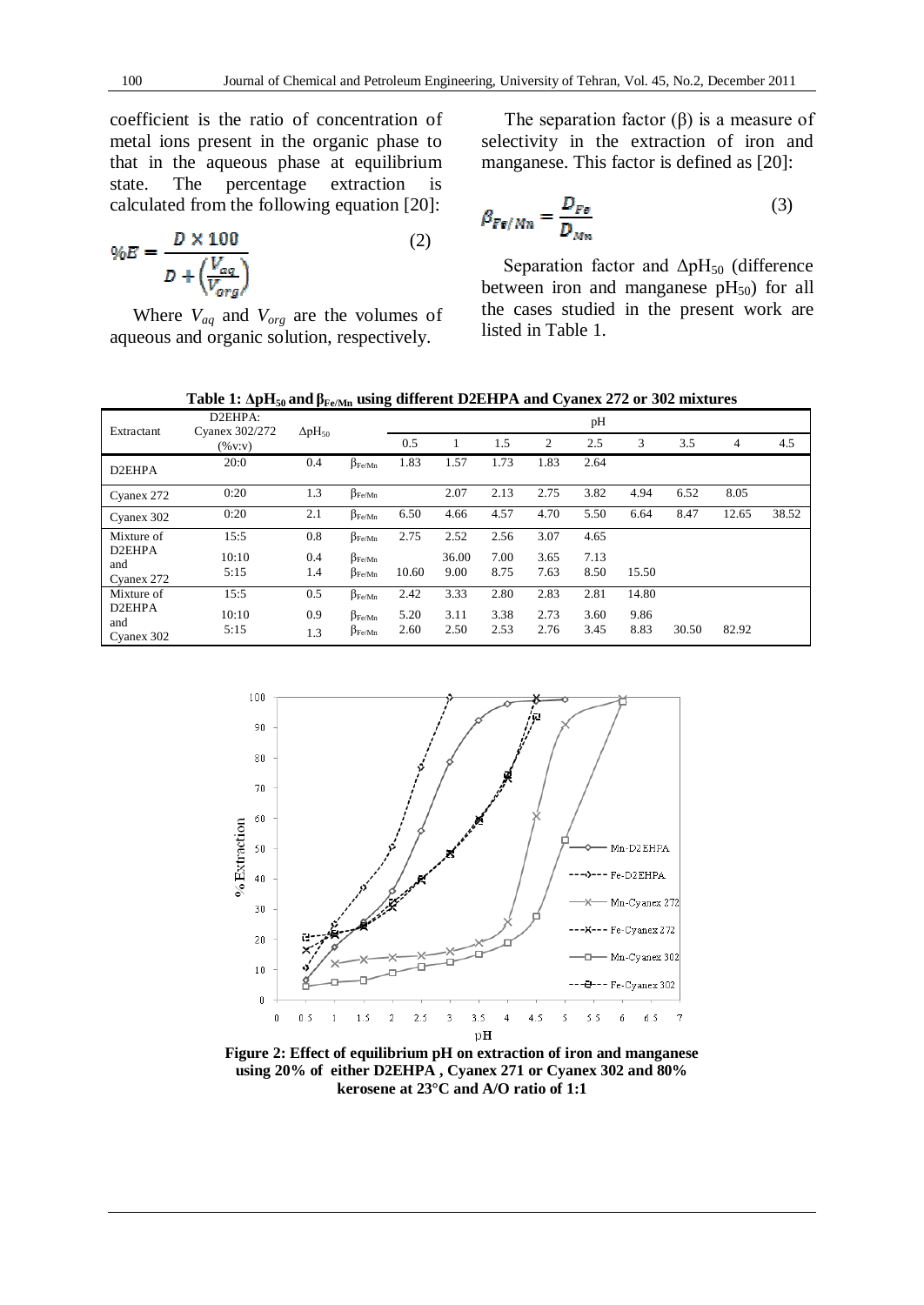coefficient is the ratio of concentration of metal ions present in the organic phase to that in the aqueous phase at equilibrium state. The percentage extraction is calculated from the following equation [20]:

$$\%E = \frac{D \times 100}{D + \left(\frac{V_{aq}}{V_{org}}\right)} \tag{2}$$

Where $V_{aq}$ and $V_{org}$ are the volumes of aqueous and organic solution, respectively.

The separation factor ($\beta$) is a measure of selectivity in the extraction of iron and manganese. This factor is defined as [20]:

$$\beta_{Fe/Mn} = \frac{D_{Fe}}{D_{Mn}} \tag{3}$$

Separation factor and $\Delta pH_{50}$ (difference between iron and manganese $pH_{50}$) for all the cases studied in the present work are listed in Table 1.

**Table 1: $\Delta pH_{50}$ and $\beta_{Fe/Mn}$ using different D2EHPA and Cyanex 272 or 302 mixtures**

| Extractant | D2EHPA: Cyanex 302/272 (%v:v) | $\Delta pH_{50}$ | | pH | | | | | | | | |
|---|---|---|---|---|---|---|---|---|---|---|---|---|
| | | | | 0.5 | 1 | 1.5 | 2 | 2.5 | 3 | 3.5 | 4 | 4.5 |
| D2EHPA | 20:0 | 0.4 | $\beta_{Fe/Mn}$ | 1.83 | 1.57 | 1.73 | 1.83 | 2.64 | | | | |
| Cyanex 272 | 0:20 | 1.3 | $\beta_{Fe/Mn}$ | | 2.07 | 2.13 | 2.75 | 3.82 | 4.94 | 6.52 | 8.05 | |
| Cyanex 302 | 0:20 | 2.1 | $\beta_{Fe/Mn}$ | 6.50 | 4.66 | 4.57 | 4.70 | 5.50 | 6.64 | 8.47 | 12.65 | 38.52 |
| Mixture of D2EHPA and Cyanex 272 | 15:5 | 0.8 | $\beta_{Fe/Mn}$ | 2.75 | 2.52 | 2.56 | 3.07 | 4.65 | | | | |
| | 10:10 | 0.4 | $\beta_{Fe/Mn}$ | | 36.00 | 7.00 | 3.65 | 7.13 | | | | |
| | 5:15 | 1.4 | $\beta_{Fe/Mn}$ | 10.60 | 9.00 | 8.75 | 7.63 | 8.50 | 15.50 | | | |
| Mixture of D2EHPA and Cyanex 302 | 15:5 | 0.5 | $\beta_{Fe/Mn}$ | 2.42 | 3.33 | 2.80 | 2.83 | 2.81 | 14.80 | | | |
| | 10:10 | 0.9 | $\beta_{Fe/Mn}$ | 5.20 | 3.11 | 3.38 | 2.73 | 3.60 | 9.86 | | | |
| | 5:15 | 1.3 | $\beta_{Fe/Mn}$ | 2.60 | 2.50 | 2.53 | 2.76 | 3.45 | 8.83 | 30.50 | 82.92 | |

**Figure 2: Effect of equilibrium pH on extraction of iron and manganese using 20% of either D2EHPA , Cyanex 271 or Cyanex 302 and 80% kerosene at 23°C and A/O ratio of 1:1**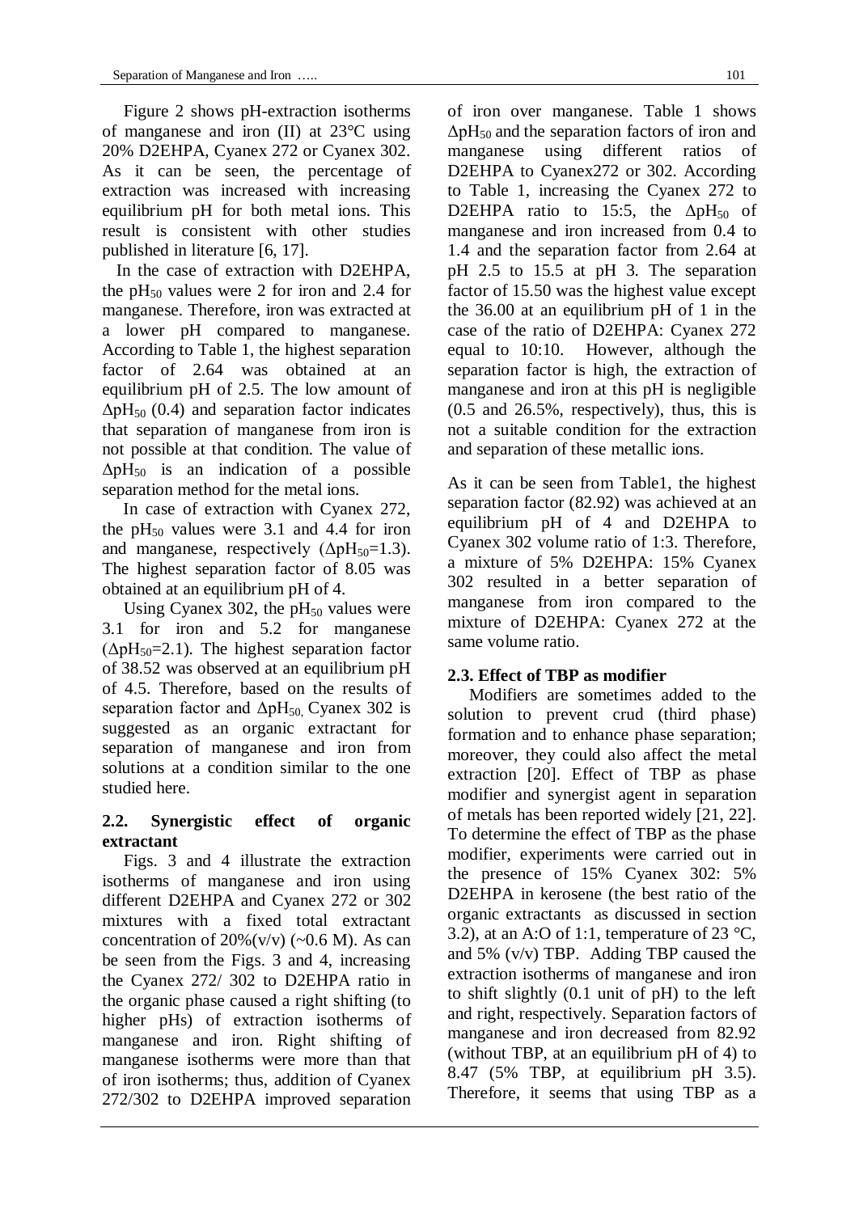Figure 2 shows pH-extraction isotherms of manganese and iron (II) at 23°C using 20% D2EHPA, Cyanex 272 or Cyanex 302. As it can be seen, the percentage of extraction was increased with increasing equilibrium pH for both metal ions. This result is consistent with other studies published in literature [6, 17].

In the case of extraction with D2EHPA, the $pH_{50}$ values were 2 for iron and 2.4 for manganese. Therefore, iron was extracted at a lower pH compared to manganese. According to Table 1, the highest separation factor of 2.64 was obtained at an equilibrium pH of 2.5. The low amount of $\Delta pH_{50}$ (0.4) and separation factor indicates that separation of manganese from iron is not possible at that condition. The value of $\Delta pH_{50}$ is an indication of a possible separation method for the metal ions.

In case of extraction with Cyanex 272, the $pH_{50}$ values were 3.1 and 4.4 for iron and manganese, respectively ($\Delta pH_{50}$=1.3). The highest separation factor of 8.05 was obtained at an equilibrium pH of 4.

Using Cyanex 302, the $pH_{50}$ values were 3.1 for iron and 5.2 for manganese ($\Delta pH_{50}$=2.1). The highest separation factor of 38.52 was observed at an equilibrium pH of 4.5. Therefore, based on the results of separation factor and $\Delta pH_{50}$, Cyanex 302 is suggested as an organic extractant for separation of manganese and iron from solutions at a condition similar to the one studied here.

### 2.2. Synergistic effect of organic extractant

Figs. 3 and 4 illustrate the extraction isotherms of manganese and iron using different D2EHPA and Cyanex 272 or 302 mixtures with a fixed total extractant concentration of 20%(v/v) (~0.6 M). As can be seen from the Figs. 3 and 4, increasing the Cyanex 272/ 302 to D2EHPA ratio in the organic phase caused a right shifting (to higher pHs) of extraction isotherms of manganese and iron. Right shifting of manganese isotherms were more than that of iron isotherms; thus, addition of Cyanex 272/302 to D2EHPA improved separation of iron over manganese. Table 1 shows $\Delta pH_{50}$ and the separation factors of iron and manganese using different ratios of D2EHPA to Cyanex272 or 302. According to Table 1, increasing the Cyanex 272 to D2EHPA ratio to 15:5, the $\Delta pH_{50}$ of manganese and iron increased from 0.4 to 1.4 and the separation factor from 2.64 at pH 2.5 to 15.5 at pH 3. The separation factor of 15.50 was the highest value except the 36.00 at an equilibrium pH of 1 in the case of the ratio of D2EHPA: Cyanex 272 equal to 10:10. However, although the separation factor is high, the extraction of manganese and iron at this pH is negligible (0.5 and 26.5%, respectively), thus, this is not a suitable condition for the extraction and separation of these metallic ions.

As it can be seen from Table1, the highest separation factor (82.92) was achieved at an equilibrium pH of 4 and D2EHPA to Cyanex 302 volume ratio of 1:3. Therefore, a mixture of 5% D2EHPA: 15% Cyanex 302 resulted in a better separation of manganese from iron compared to the mixture of D2EHPA: Cyanex 272 at the same volume ratio.

### 2.3. Effect of TBP as modifier

Modifiers are sometimes added to the solution to prevent crud (third phase) formation and to enhance phase separation; moreover, they could also affect the metal extraction [20]. Effect of TBP as phase modifier and synergist agent in separation of metals has been reported widely [21, 22]. To determine the effect of TBP as the phase modifier, experiments were carried out in the presence of 15% Cyanex 302: 5% D2EHPA in kerosene (the best ratio of the organic extractants as discussed in section 3.2), at an A:O of 1:1, temperature of 23 °C, and 5% (v/v) TBP. Adding TBP caused the extraction isotherms of manganese and iron to shift slightly (0.1 unit of pH) to the left and right, respectively. Separation factors of manganese and iron decreased from 82.92 (without TBP, at an equilibrium pH of 4) to 8.47 (5% TBP, at equilibrium pH 3.5). Therefore, it seems that using TBP as a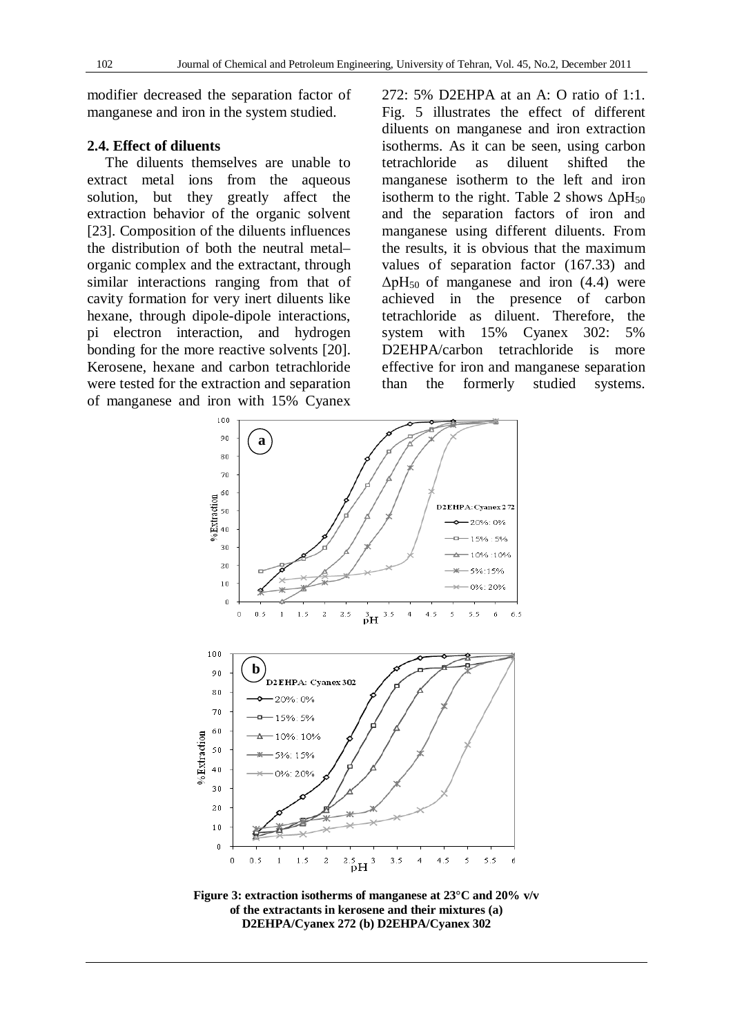modifier decreased the separation factor of manganese and iron in the system studied.

### 2.4. Effect of diluents

The diluents themselves are unable to extract metal ions from the aqueous solution, but they greatly affect the extraction behavior of the organic solvent [23]. Composition of the diluents influences the distribution of both the neutral metal–organic complex and the extractant, through similar interactions ranging from that of cavity formation for very inert diluents like hexane, through dipole-dipole interactions, pi electron interaction, and hydrogen bonding for the more reactive solvents [20]. Kerosene, hexane and carbon tetrachloride were tested for the extraction and separation of manganese and iron with 15% Cyanex 272: 5% D2EHPA at an A: O ratio of 1:1. Fig. 5 illustrates the effect of different diluents on manganese and iron extraction isotherms. As it can be seen, using carbon tetrachloride as diluent shifted the manganese isotherm to the left and iron isotherm to the right. Table 2 shows $\Delta pH_{50}$ and the separation factors of iron and manganese using different diluents. From the results, it is obvious that the maximum values of separation factor (167.33) and $\Delta pH_{50}$ of manganese and iron (4.4) were achieved in the presence of carbon tetrachloride as diluent. Therefore, the system with 15% Cyanex 302: 5% D2EHPA/carbon tetrachloride is more effective for iron and manganese separation than the formerly studied systems.

**Figure 3: extraction isotherms of manganese at 23°C and 20% v/v of the extractants in kerosene and their mixtures (a) D2EHPA/Cyanex 272 (b) D2EHPA/Cyanex 302**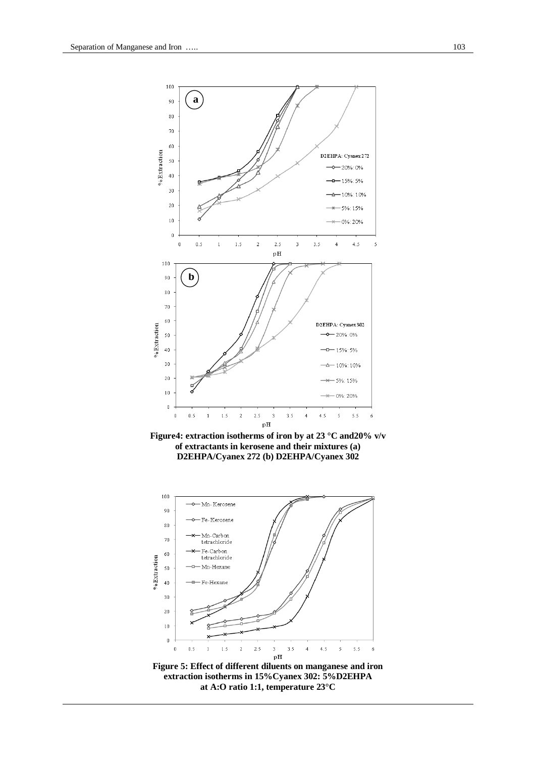**Figure4: extraction isotherms of iron by at 23 °C and20% v/v of extractants in kerosene and their mixtures (a) D2EHPA/Cyanex 272 (b) D2EHPA/Cyanex 302**

**Figure 5: Effect of different diluents on manganese and iron extraction isotherms in 15%Cyanex 302: 5%D2EHPA at A:O ratio 1:1, temperature 23°C**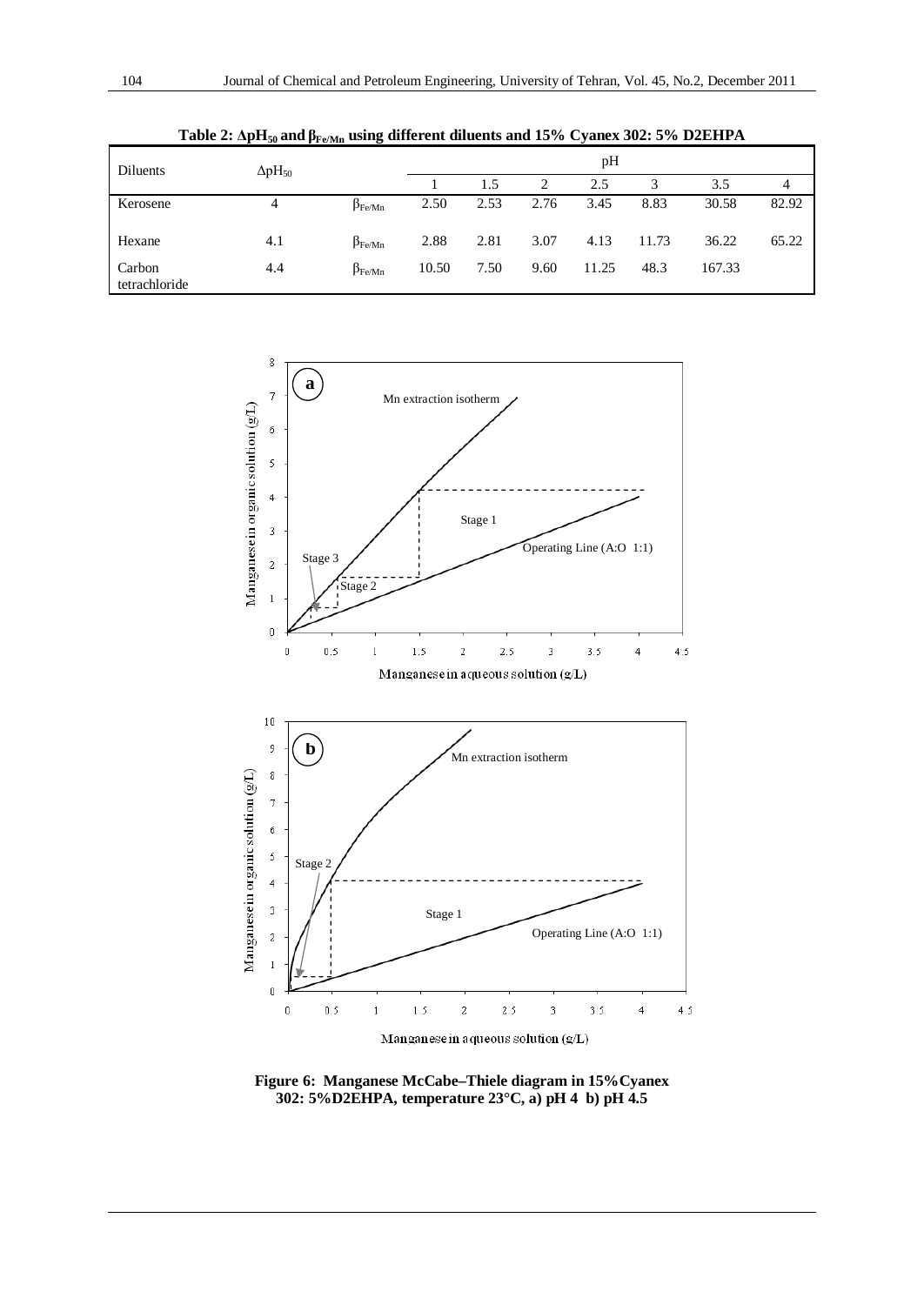Table 2: $\Delta pH_{50}$ and $\beta_{Fe/Mn}$ using different diluents and 15% Cyanex 302: 5% D2EHPA

| Diluents | $\Delta pH_{50}$ | | pH | | | | | | |
|---|---|---|---|---|---|---|---|---|---|
| | | | 1 | 1.5 | 2 | 2.5 | 3 | 3.5 | 4 |
| Kerosene | 4 | $\beta_{Fe/Mn}$ | 2.50 | 2.53 | 2.76 | 3.45 | 8.83 | 30.58 | 82.92 |
| Hexane | 4.1 | $\beta_{Fe/Mn}$ | 2.88 | 2.81 | 3.07 | 4.13 | 11.73 | 36.22 | 65.22 |
| Carbon tetrachloride | 4.4 | $\beta_{Fe/Mn}$ | 10.50 | 7.50 | 9.60 | 11.25 | 48.3 | 167.33 | |

**Figure 6: Manganese McCabe–Thiele diagram in 15%Cyanex 302: 5%D2EHPA, temperature 23°C, a) pH 4 b) pH 4.5**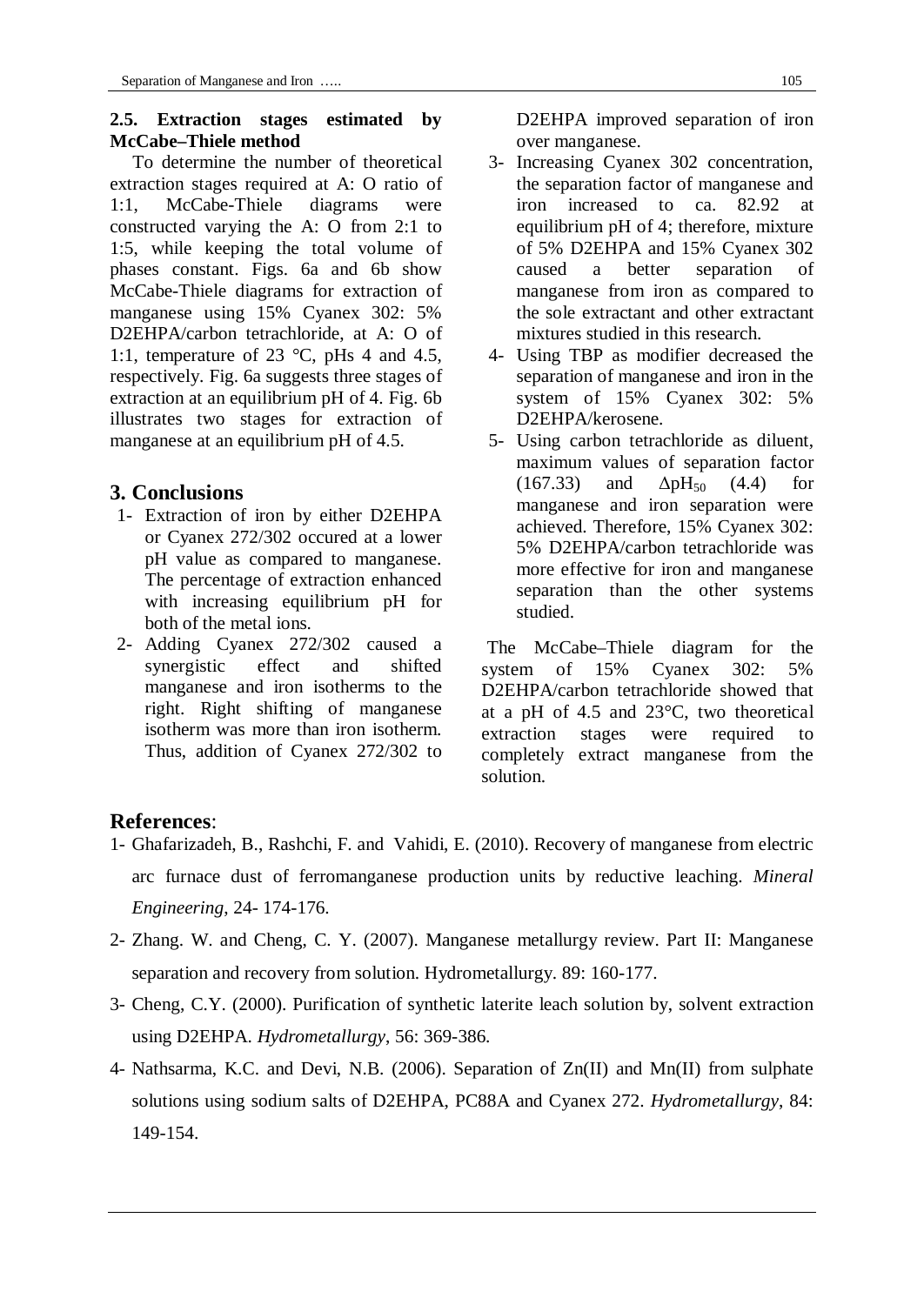### 2.5. Extraction stages estimated by McCabe–Thiele method

To determine the number of theoretical extraction stages required at A: O ratio of 1:1, McCabe-Thiele diagrams were constructed varying the A: O from 2:1 to 1:5, while keeping the total volume of phases constant. Figs. 6a and 6b show McCabe-Thiele diagrams for extraction of manganese using 15% Cyanex 302: 5% D2EHPA/carbon tetrachloride, at A: O of 1:1, temperature of 23 °C, pHs 4 and 4.5, respectively. Fig. 6a suggests three stages of extraction at an equilibrium pH of 4. Fig. 6b illustrates two stages for extraction of manganese at an equilibrium pH of 4.5.

## 3. Conclusions

1- Extraction of iron by either D2EHPA or Cyanex 272/302 occured at a lower pH value as compared to manganese. The percentage of extraction enhanced with increasing equilibrium pH for both of the metal ions.
2- Adding Cyanex 272/302 caused a synergistic effect and shifted manganese and iron isotherms to the right. Right shifting of manganese isotherm was more than iron isotherm. Thus, addition of Cyanex 272/302 to D2EHPA improved separation of iron over manganese.
3- Increasing Cyanex 302 concentration, the separation factor of manganese and iron increased to ca. 82.92 at equilibrium pH of 4; therefore, mixture of 5% D2EHPA and 15% Cyanex 302 caused a better separation of manganese from iron as compared to the sole extractant and other extractant mixtures studied in this research.
4- Using TBP as modifier decreased the separation of manganese and iron in the system of 15% Cyanex 302: 5% D2EHPA/kerosene.
5- Using carbon tetrachloride as diluent, maximum values of separation factor (167.33) and $\Delta pH_{50}$ (4.4) for manganese and iron separation were achieved. Therefore, 15% Cyanex 302: 5% D2EHPA/carbon tetrachloride was more effective for iron and manganese separation than the other systems studied.

The McCabe–Thiele diagram for the system of 15% Cyanex 302: 5% D2EHPA/carbon tetrachloride showed that at a pH of 4.5 and 23°C, two theoretical extraction stages were required to completely extract manganese from the solution.

## References:

1- Ghafarizadeh, B., Rashchi, F. and Vahidi, E. (2010). Recovery of manganese from electric arc furnace dust of ferromanganese production units by reductive leaching. *Mineral Engineering*, 24- 174-176.

2- Zhang. W. and Cheng, C. Y. (2007). Manganese metallurgy review. Part II: Manganese separation and recovery from solution. Hydrometallurgy. 89: 160-177.

3- Cheng, C.Y. (2000). Purification of synthetic laterite leach solution by, solvent extraction using D2EHPA. *Hydrometallurgy*, 56: 369-386.

4- Nathsarma, K.C. and Devi, N.B. (2006). Separation of Zn(II) and Mn(II) from sulphate solutions using sodium salts of D2EHPA, PC88A and Cyanex 272. *Hydrometallurgy*, 84: 149-154.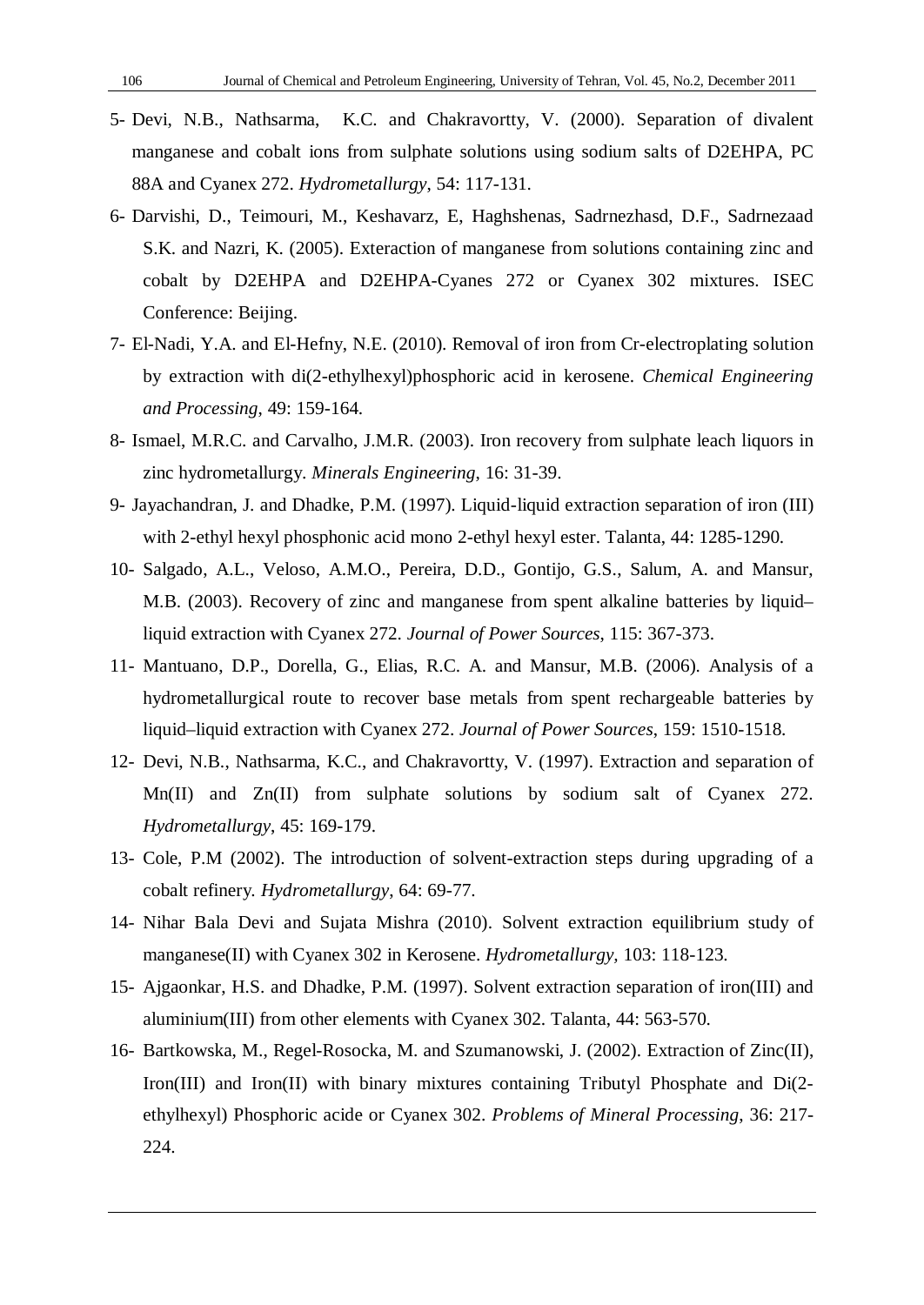5- Devi, N.B., Nathsarma, K.C. and Chakravortty, V. (2000). Separation of divalent manganese and cobalt ions from sulphate solutions using sodium salts of D2EHPA, PC 88A and Cyanex 272. *Hydrometallurgy*, 54: 117-131.

6- Darvishi, D., Teimouri, M., Keshavarz, E, Haghshenas, Sadrnezhasd, D.F., Sadrnezaad S.K. and Nazri, K. (2005). Exteraction of manganese from solutions containing zinc and cobalt by D2EHPA and D2EHPA-Cyanes 272 or Cyanex 302 mixtures. ISEC Conference: Beijing.

7- El-Nadi, Y.A. and El-Hefny, N.E. (2010). Removal of iron from Cr-electroplating solution by extraction with di(2-ethylhexyl)phosphoric acid in kerosene. *Chemical Engineering and Processing*, 49: 159-164.

8- Ismael, M.R.C. and Carvalho, J.M.R. (2003). Iron recovery from sulphate leach liquors in zinc hydrometallurgy. *Minerals Engineering*, 16: 31-39.

9- Jayachandran, J. and Dhadke, P.M. (1997). Liquid-liquid extraction separation of iron (III) with 2-ethyl hexyl phosphonic acid mono 2-ethyl hexyl ester. Talanta, 44: 1285-1290.

10- Salgado, A.L., Veloso, A.M.O., Pereira, D.D., Gontijo, G.S., Salum, A. and Mansur, M.B. (2003). Recovery of zinc and manganese from spent alkaline batteries by liquid–liquid extraction with Cyanex 272. *Journal of Power Sources*, 115: 367-373.

11- Mantuano, D.P., Dorella, G., Elias, R.C. A. and Mansur, M.B. (2006). Analysis of a hydrometallurgical route to recover base metals from spent rechargeable batteries by liquid–liquid extraction with Cyanex 272. *Journal of Power Sources*, 159: 1510-1518.

12- Devi, N.B., Nathsarma, K.C., and Chakravortty, V. (1997). Extraction and separation of Mn(II) and Zn(II) from sulphate solutions by sodium salt of Cyanex 272. *Hydrometallurgy*, 45: 169-179.

13- Cole, P.M (2002). The introduction of solvent-extraction steps during upgrading of a cobalt refinery. *Hydrometallurgy*, 64: 69-77.

14- Nihar Bala Devi and Sujata Mishra (2010). Solvent extraction equilibrium study of manganese(II) with Cyanex 302 in Kerosene. *Hydrometallurgy*, 103: 118-123.

15- Ajgaonkar, H.S. and Dhadke, P.M. (1997). Solvent extraction separation of iron(III) and aluminium(III) from other elements with Cyanex 302. Talanta, 44: 563-570.

16- Bartkowska, M., Regel-Rosocka, M. and Szumanowski, J. (2002). Extraction of Zinc(II), Iron(III) and Iron(II) with binary mixtures containing Tributyl Phosphate and Di(2-ethylhexyl) Phosphoric acide or Cyanex 302. *Problems of Mineral Processing*, 36: 217-224.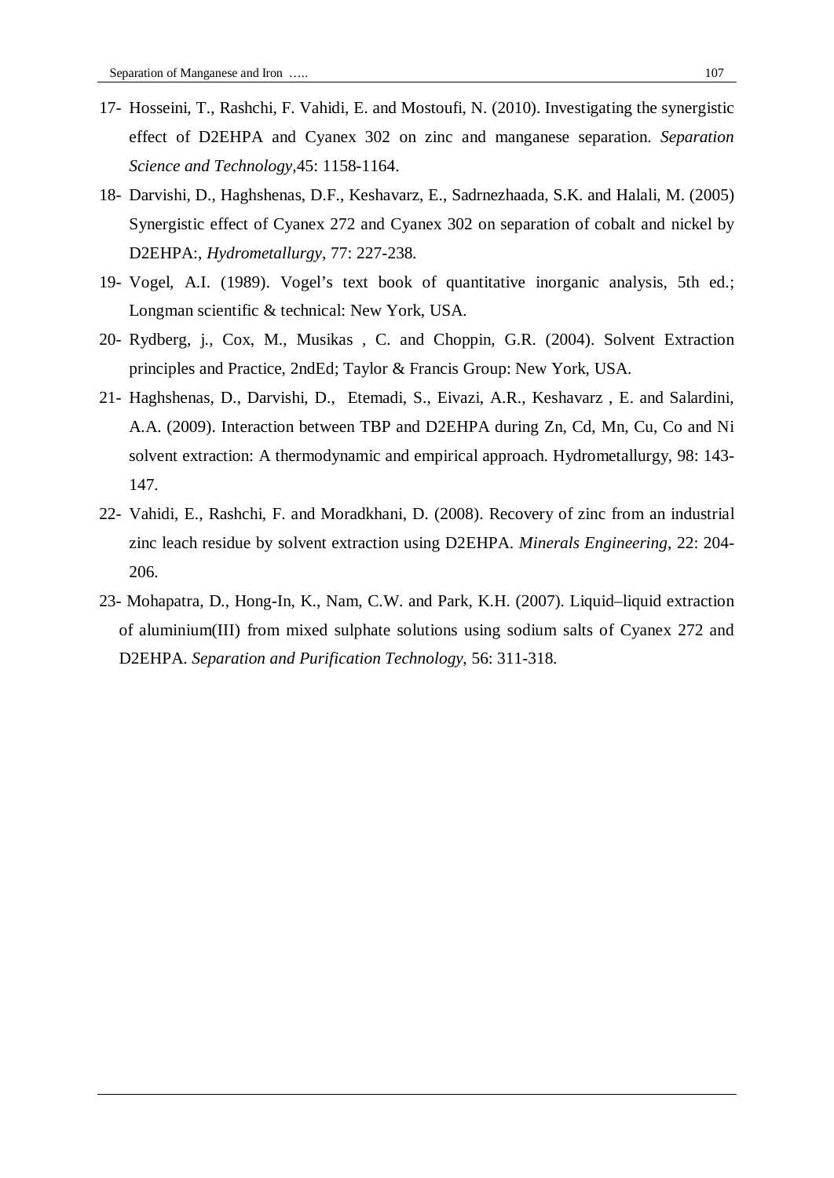17- Hosseini, T., Rashchi, F. Vahidi, E. and Mostoufi, N. (2010). Investigating the synergistic effect of D2EHPA and Cyanex 302 on zinc and manganese separation. *Separation Science and Technology*,45: 1158-1164.

18- Darvishi, D., Haghshenas, D.F., Keshavarz, E., Sadrnezhaada, S.K. and Halali, M. (2005) Synergistic effect of Cyanex 272 and Cyanex 302 on separation of cobalt and nickel by D2EHPA:, *Hydrometallurgy*, 77: 227-238.

19- Vogel, A.I. (1989). Vogel's text book of quantitative inorganic analysis, 5th ed.; Longman scientific & technical: New York, USA.

20- Rydberg, j., Cox, M., Musikas , C. and Choppin, G.R. (2004). Solvent Extraction principles and Practice, 2ndEd; Taylor & Francis Group: New York, USA.

21- Haghshenas, D., Darvishi, D., Etemadi, S., Eivazi, A.R., Keshavarz , E. and Salardini, A.A. (2009). Interaction between TBP and D2EHPA during Zn, Cd, Mn, Cu, Co and Ni solvent extraction: A thermodynamic and empirical approach. Hydrometallurgy, 98: 143-147.

22- Vahidi, E., Rashchi, F. and Moradkhani, D. (2008). Recovery of zinc from an industrial zinc leach residue by solvent extraction using D2EHPA. *Minerals Engineering*, 22: 204-206.

23- Mohapatra, D., Hong-In, K., Nam, C.W. and Park, K.H. (2007). Liquid–liquid extraction of aluminium(III) from mixed sulphate solutions using sodium salts of Cyanex 272 and D2EHPA. *Separation and Purification Technology*, 56: 311-318.